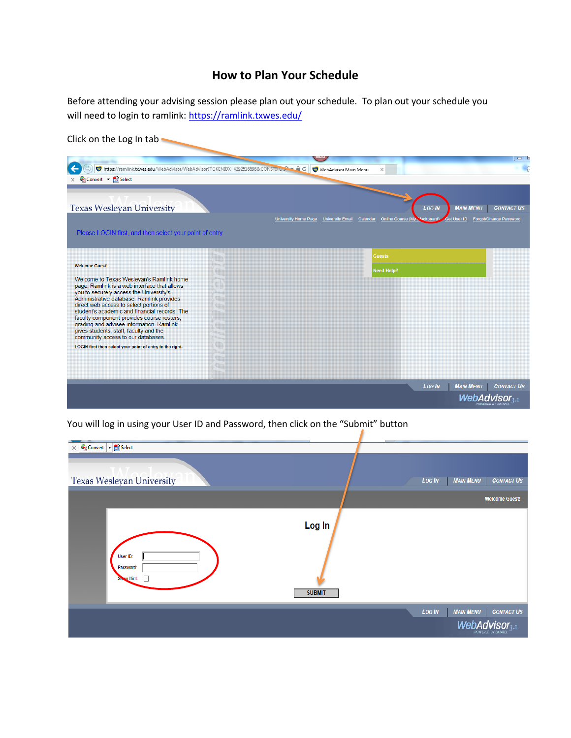# How to Plan Your Schedule

Before attending your advising session please plan out your schedule. To plan out your schedule you will need to login to ramlink: [https://ramlink.txwes.edu/](https://ramlink.txwes.edu/)

Click on the Log In tab

You will log in using your User ID and Password, then click on the "Submit" button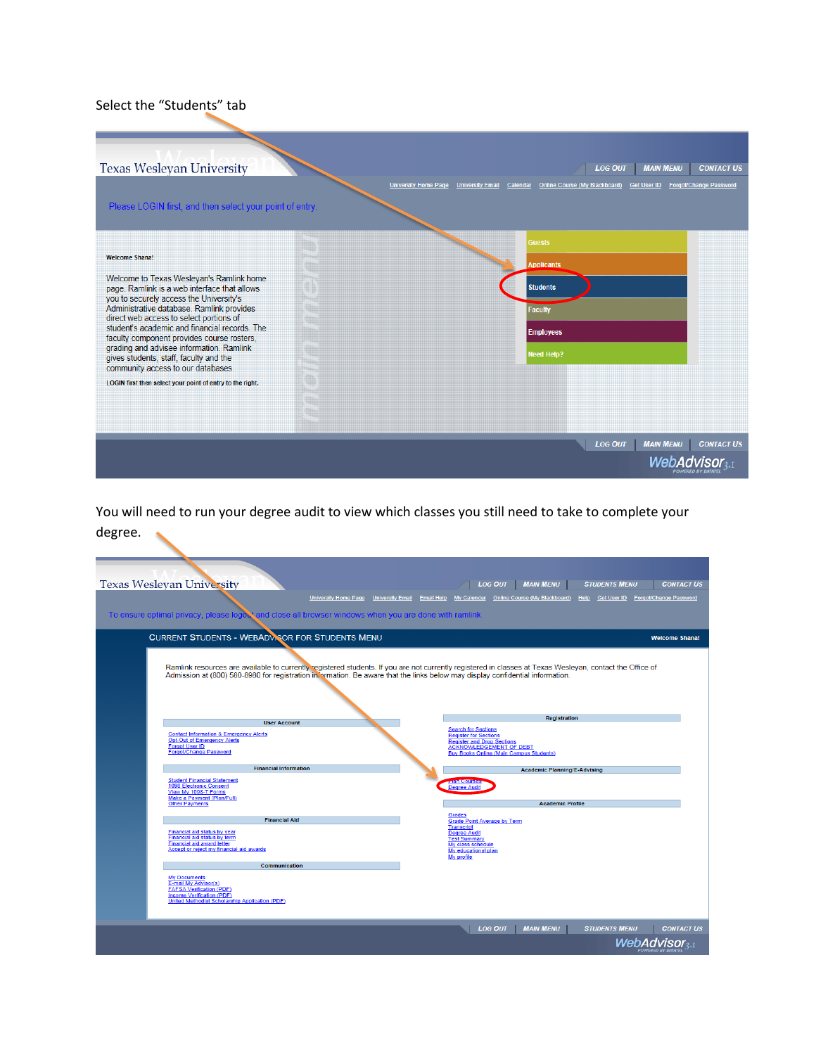Select the "Students" tab

Texas Wesleyan University

LOG OUT | MAIN MENU | CONTACT US

University Home Page | University Email | Calendar | Online Course (My Blackboard) | Get User ID | Forgot/Change Password

Please LOGIN first, and then select your point of entry.

Welcome Shana!

Welcome to Texas Wesleyan's Ramlink home page. Ramlink is a web interface that allows you to securely access the University's Administrative database. Ramlink provides direct web access to select portions of student's academic and financial records. The faculty component provides course rosters, grading and advisee information. Ramlink gives students, staff, faculty and the community access to our databases.

LOGIN first then select your point of entry to the right.

- Guests
- Applicants
- Students
- Faculty
- Employees
- Need Help?

LOG OUT | MAIN MENU | CONTACT US

WebAdvisor 3.1

You will need to run your degree audit to view which classes you still need to take to complete your degree.

Texas Wesleyan University

LOG OUT | MAIN MENU | STUDENTS MENU | CONTACT US

University Home Page | University Email | Email Help | My Calendar | Online Course (My Blackboard) | Help | Get User ID | Forgot/Change Password

To ensure optimal privacy, please logout and close all browser windows when you are done with ramlink.

CURRENT STUDENTS - WEBADVISOR FOR STUDENTS MENU — Welcome Shana!

Ramlink resources are available to currently registered students. If you are not currently registered in classes at Texas Wesleyan, contact the Office of Admission at (800) 580-8980 for registration information. Be aware that the links below may display confidential information.

**User Account**
- Contact Information & Emergency Alerts
- Opt-Out of Emergency Alerts
- Forgot User ID
- Forgot/Change Password

**Financial Information**
- Student Financial Statement
- 1098 Electronic Consent
- View My 1098-T Forms
- Make a Payment (Plan/Full)
- Other Payments

**Financial Aid**
- Financial aid status by year
- Financial aid status by term
- Financial aid award letter
- Accept or reject my financial aid awards

**Communication**
- My Documents
- E-mail My Advisor(s)
- FAFSA Verification (PDF)
- Income Verification (PDF)
- United Methodist Scholarship Application (PDF)

**Registration**
- Search for Sections
- Register for Sections
- Register and Drop Sections
- ACKNOWLEDGEMENT OF DEBT
- Buy Books Online (Main Campus Students)

**Academic Planning/E-Advising**
- Plan Courses
- Degree Audit

**Academic Profile**
- Grades
- Grade Point Average by Term
- Transcript
- Degree Audit
- Test Summary
- My class schedule
- My educational plan
- My profile

LOG OUT | MAIN MENU | STUDENTS MENU | CONTACT US

WebAdvisor 3.1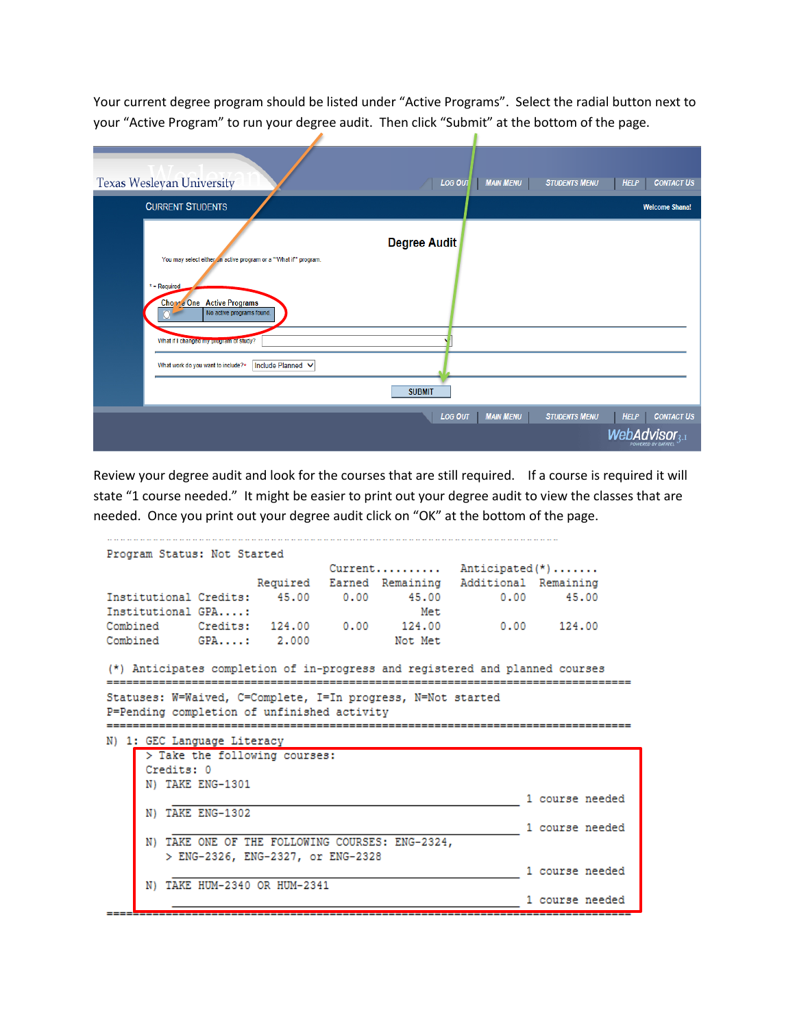Your current degree program should be listed under "Active Programs". Select the radial button next to your "Active Program" to run your degree audit. Then click "Submit" at the bottom of the page.

Review your degree audit and look for the courses that are still required. If a course is required it will state "1 course needed." It might be easier to print out your degree audit to view the classes that are needed. Once you print out your degree audit click on "OK" at the bottom of the page.

```
Program Status: Not Started
                                  Current..........  Anticipated(*).......
                         Required  Earned  Remaining  Additional  Remaining
Institutional Credits:    45.00    0.00     45.00       0.00       45.00
Institutional GPA....:                       Met
Combined      Credits:   124.00    0.00    124.00       0.00      124.00
Combined      GPA....:    2.000            Not Met

(*) Anticipates completion of in-progress and registered and planned courses
============================================================================
Statuses: W=Waived, C=Complete, I=In progress, N=Not started
P=Pending completion of unfinished activity
============================================================================
N) 1: GEC Language Literacy
     > Take the following courses:
     Credits: 0
     N) TAKE ENG-1301
                                                          1 course needed
     N) TAKE ENG-1302
                                                          1 course needed
     N) TAKE ONE OF THE FOLLOWING COURSES: ENG-2324,
        > ENG-2326, ENG-2327, or ENG-2328
                                                          1 course needed
     N) TAKE HUM-2340 OR HUM-2341
                                                          1 course needed
============================================================================
```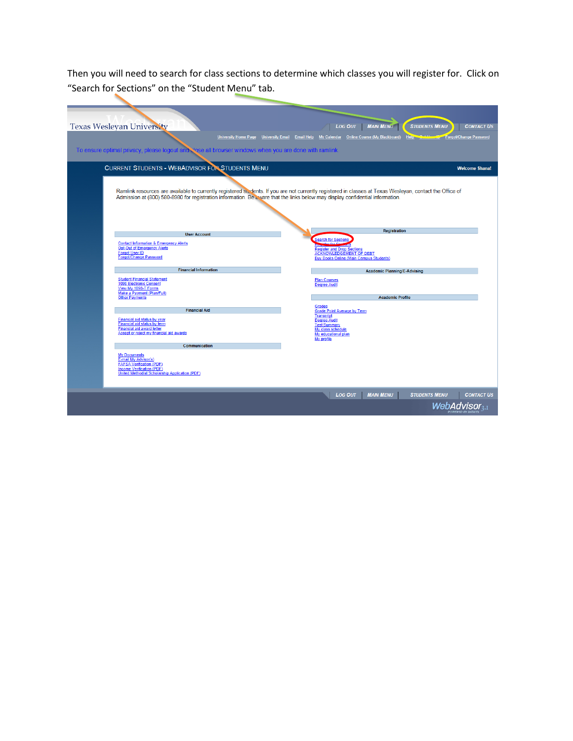Then you will need to search for class sections to determine which classes you will register for. Click on "Search for Sections" on the "Student Menu" tab.

Texas Wesleyan University

LOG OUT | MAIN MENU | STUDENTS MENU | CONTACT US

University Home Page | University Email | Email Help | My Calendar | Online Course (My Blackboard) | Help | Forgot/Change Password

To ensure optimal privacy, please logout and close all browser windows when you are done with ramlink

CURRENT STUDENTS - WEBADVISOR FOR STUDENTS MENU

Welcome Shana!

Ramlink resources are available to currently registered students. If you are not currently registered in classes at Texas Wesleyan, contact the Office of Admission at (800) 580-8980 for registration information. Be aware that the links below may display confidential information.

**User Account**

- Contact Information & Emergency Alerts
- Opt-Out of Emergency Alerts
- Forgot User ID
- Forgot/Change Password

**Financial Information**

- Student Financial Statement
- 1098 Electronic Consent
- View My 1098-T Forms
- Make a Payment (Plan/Full)
- Other Payments

**Financial Aid**

- Financial aid status by year
- Financial aid status by term
- Financial aid award letter
- Accept or reject my financial aid awards

**Communication**

- My Documents
- E-mail My Advisor(s)
- FAFSA Verification (PDF)
- Income Verification (PDF)
- United Methodist Scholarship Application (PDF)

**Registration**

- Search for Sections
- Register for Sections
- Register and Drop Sections
- ACKNOWLEDGEMENT OF DEBT
- Buy Books Online (Main Campus Students)

**Academic Planning/E-Advising**

- Plan Courses
- Degree Audit

**Academic Profile**

- Grades
- Grade Point Average by Term
- Transcript
- Degree Audit
- Test Summary
- My class schedule
- My educational plan
- My profile

LOG OUT | MAIN MENU | STUDENTS MENU | CONTACT US

WebAdvisor 3.1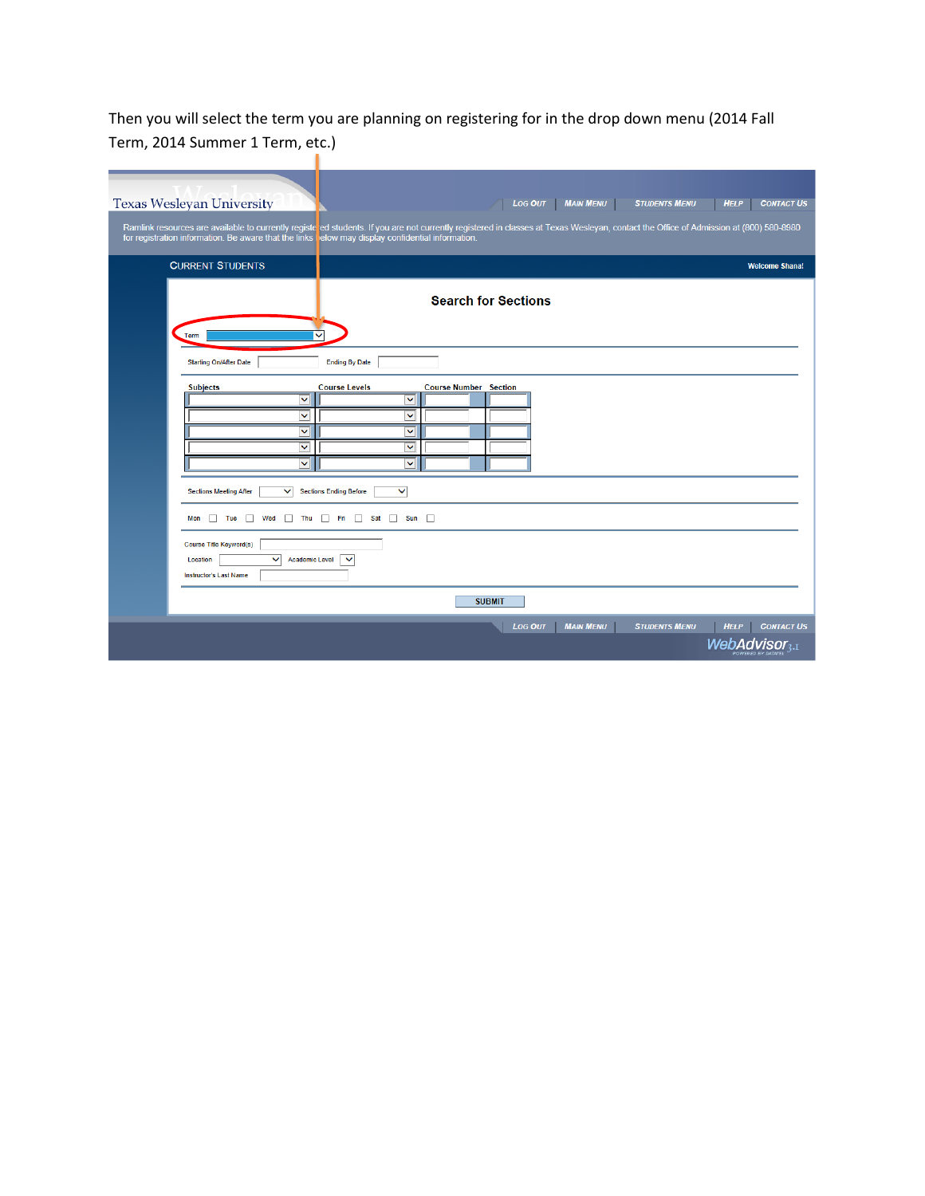Then you will select the term you are planning on registering for in the drop down menu (2014 Fall Term, 2014 Summer 1 Term, etc.)

Texas Wesleyan University

LOG OUT | MAIN MENU | STUDENTS MENU | HELP | CONTACT US

Ramlink resources are available to currently registered students. If you are not currently registered in classes at Texas Wesleyan, contact the Office of Admission at (800) 580-8980 for registration information. Be aware that the links below may display confidential information.

CURRENT STUDENTS

Welcome Shana!

**Search for Sections**

Term

Starting On/After Date Ending By Date

| Subjects | Course Levels | Course Number | Section |
|---|---|---|---|
| | | | |
| | | | |
| | | | |
| | | | |
| | | | |

Sections Meeting After Sections Ending Before

Mon Tue Wed Thu Fri Sat Sun

Course Title Keyword(s)

Location Academic Level

Instructor's Last Name

SUBMIT

LOG OUT | MAIN MENU | STUDENTS MENU | HELP | CONTACT US

WebAdvisor 3.1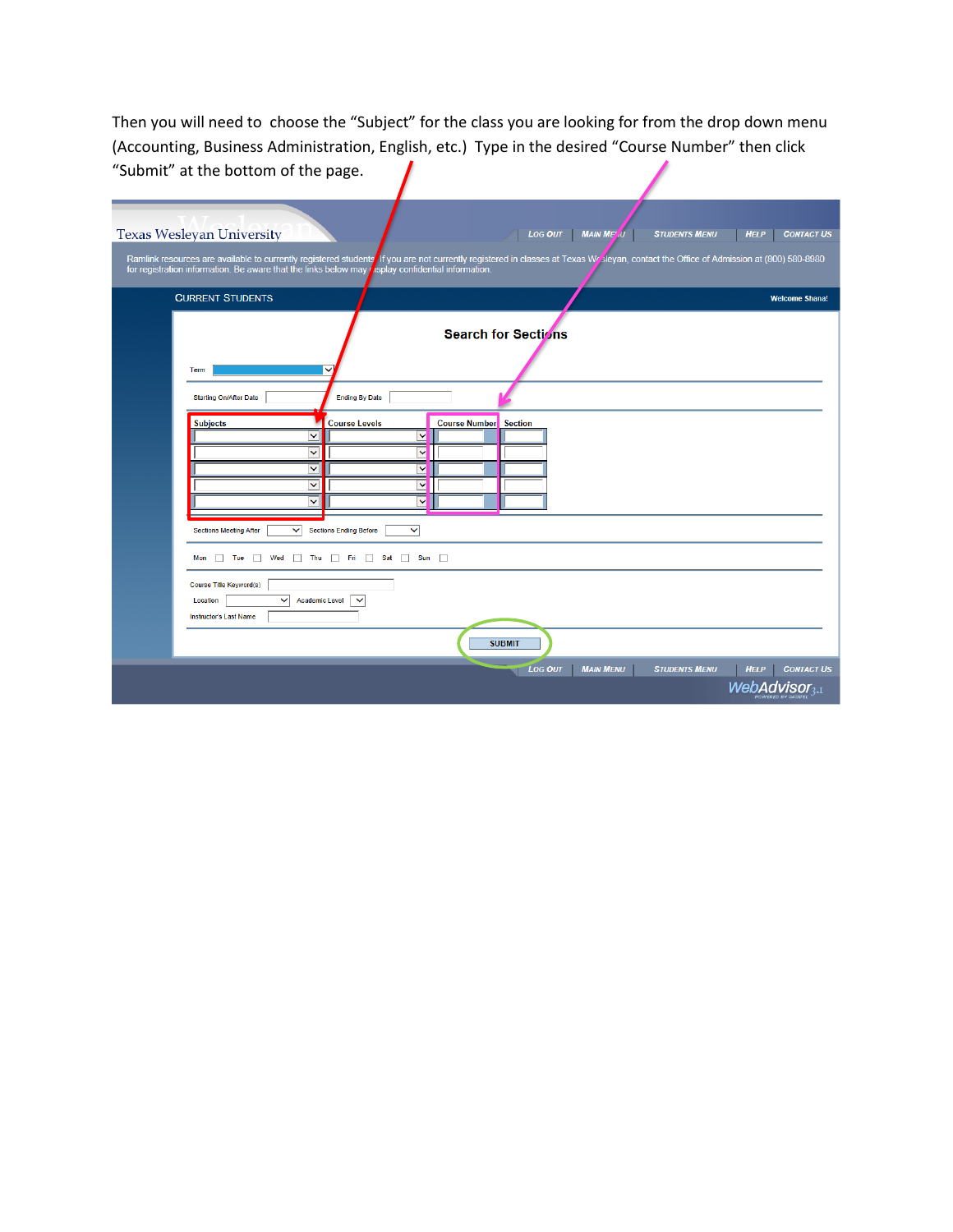Then you will need to choose the "Subject" for the class you are looking for from the drop down menu (Accounting, Business Administration, English, etc.) Type in the desired "Course Number" then click "Submit" at the bottom of the page.

Texas Wesleyan University

LOG OUT | MAIN MENU | STUDENTS MENU | HELP | CONTACT US

Ramlink resources are available to currently registered students. If you are not currently registered in classes at Texas Wesleyan, contact the Office of Admission at (800) 580-8980 for registration information. Be aware that the links below may display confidential information.

CURRENT STUDENTS

Welcome Shana!

**Search for Sections**

Term

Starting On/After Date

Ending By Date

| Subjects | Course Levels | Course Number | Section |
|---|---|---|---|
| | | | |
| | | | |
| | | | |
| | | | |
| | | | |

Sections Meeting After

Sections Ending Before

Mon Tue Wed Thu Fri Sat Sun

Course Title Keyword(s)

Location

Academic Level

Instructor's Last Name

SUBMIT

LOG OUT | MAIN MENU | STUDENTS MENU | HELP | CONTACT US

WebAdvisor 3.1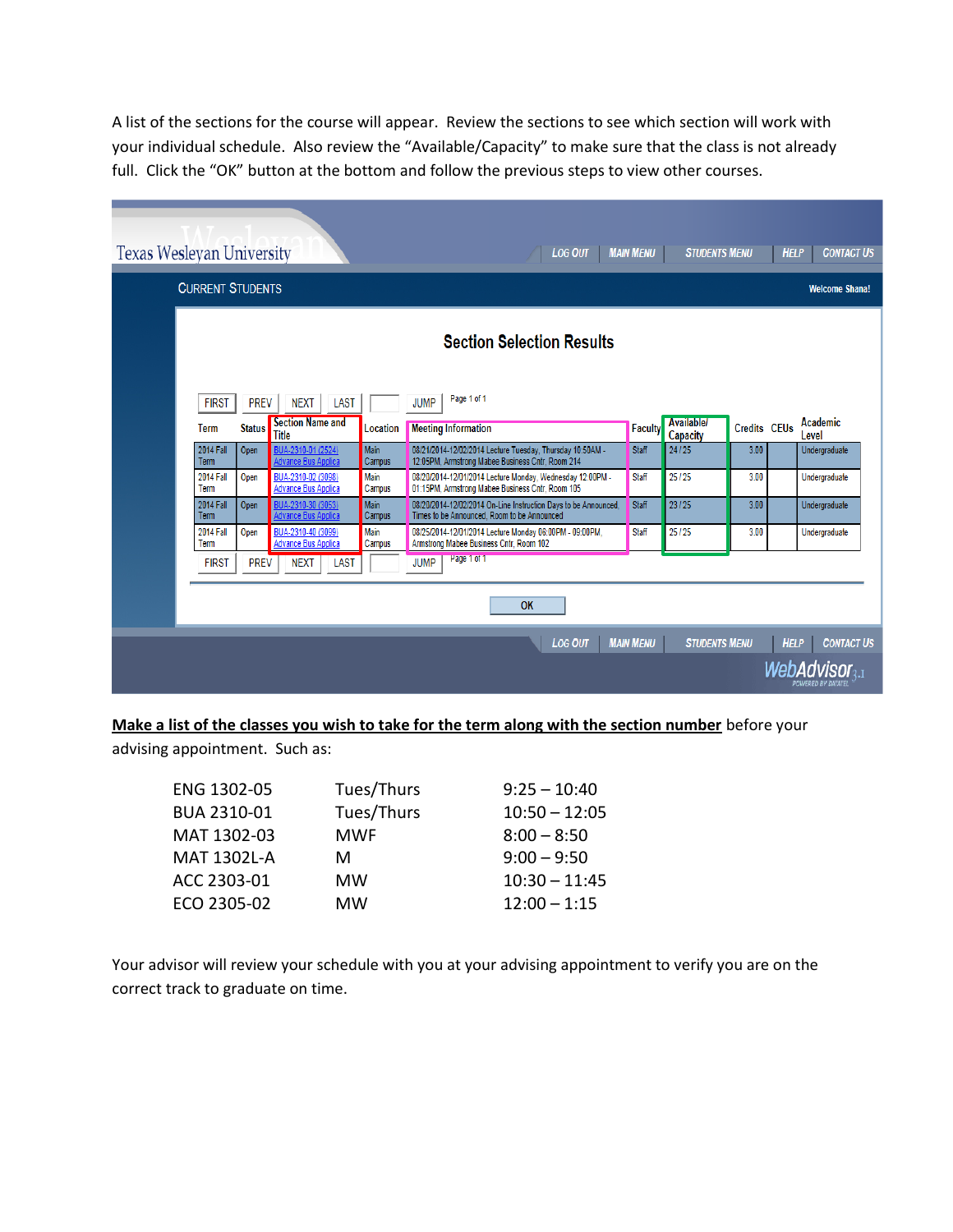A list of the sections for the course will appear. Review the sections to see which section will work with your individual schedule. Also review the "Available/Capacity" to make sure that the class is not already full. Click the "OK" button at the bottom and follow the previous steps to view other courses.

Texas Wesleyan University

LOG OUT | MAIN MENU | STUDENTS MENU | HELP | CONTACT US

CURRENT STUDENTS

Welcome Shana!

## Section Selection Results

FIRST PREV NEXT LAST JUMP Page 1 of 1

| Term | Status | Section Name and Title | Location | Meeting Information | Faculty | Available/ Capacity | Credits | CEUs | Academic Level |
|---|---|---|---|---|---|---|---|---|---|
| 2014 Fall Term | Open | BUA-2310-01 (2524) Advance Bus Applica | Main Campus | 08/21/2014-12/02/2014 Lecture Tuesday, Thursday 10:50AM - 12:05PM, Armstrong Mabee Business Cntr, Room 214 | Staff | 24 / 25 | 3.00 | | Undergraduate |
| 2014 Fall Term | Open | BUA-2310-02 (3098) Advance Bus Applica | Main Campus | 08/20/2014-12/01/2014 Lecture Monday, Wednesday 12:00PM - 01:15PM, Armstrong Mabee Business Cntr, Room 105 | Staff | 25 / 25 | 3.00 | | Undergraduate |
| 2014 Fall Term | Open | BUA-2310-30 (3053) Advance Bus Applica | Main Campus | 08/20/2014-12/02/2014 On-Line Instruction Days to be Announced, Times to be Announced, Room to be Announced | Staff | 23 / 25 | 3.00 | | Undergraduate |
| 2014 Fall Term | Open | BUA-2310-40 (3099) Advance Bus Applica | Main Campus | 08/25/2014-12/01/2014 Lecture Monday 06:00PM - 09:00PM, Armstrong Mabee Business Cntr, Room 102 | Staff | 25 / 25 | 3.00 | | Undergraduate |

FIRST PREV NEXT LAST JUMP Page 1 of 1

OK

LOG OUT | MAIN MENU | STUDENTS MENU | HELP | CONTACT US

WebAdvisor 3.1 POWERED BY DATATEL

**Make a list of the classes you wish to take for the term along with the section number** before your advising appointment. Such as:

| | | |
|---|---|---|
| ENG 1302-05 | Tues/Thurs | 9:25 – 10:40 |
| BUA 2310-01 | Tues/Thurs | 10:50 – 12:05 |
| MAT 1302-03 | MWF | 8:00 – 8:50 |
| MAT 1302L-A | M | 9:00 – 9:50 |
| ACC 2303-01 | MW | 10:30 – 11:45 |
| ECO 2305-02 | MW | 12:00 – 1:15 |

Your advisor will review your schedule with you at your advising appointment to verify you are on the correct track to graduate on time.